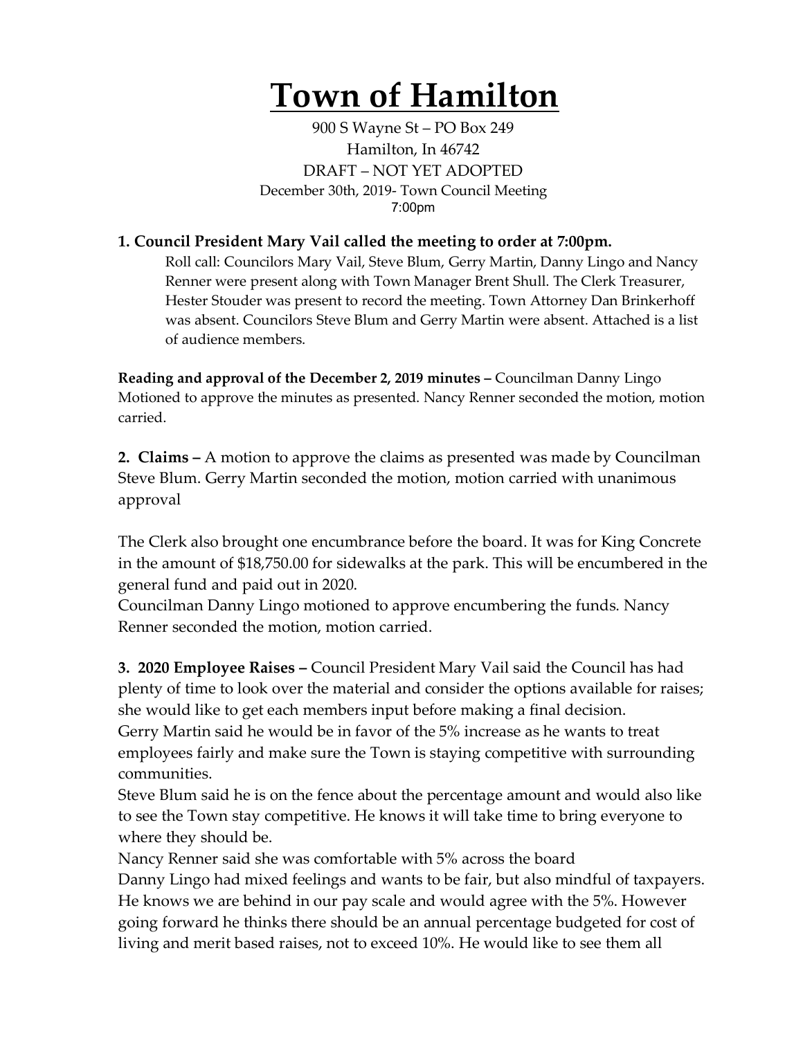# Town of Hamilton

900 S Wayne St – PO Box 249
Hamilton, In 46742
DRAFT – NOT YET ADOPTED
December 30th, 2019- Town Council Meeting
7:00pm

**1. Council President Mary Vail called the meeting to order at 7:00pm.**

Roll call: Councilors Mary Vail, Steve Blum, Gerry Martin, Danny Lingo and Nancy Renner were present along with Town Manager Brent Shull. The Clerk Treasurer, Hester Stouder was present to record the meeting. Town Attorney Dan Brinkerhoff was absent. Councilors Steve Blum and Gerry Martin were absent. Attached is a list of audience members.

**Reading and approval of the December 2, 2019 minutes –** Councilman Danny Lingo Motioned to approve the minutes as presented. Nancy Renner seconded the motion, motion carried.

**2. Claims –** A motion to approve the claims as presented was made by Councilman Steve Blum. Gerry Martin seconded the motion, motion carried with unanimous approval

The Clerk also brought one encumbrance before the board. It was for King Concrete in the amount of $18,750.00 for sidewalks at the park. This will be encumbered in the general fund and paid out in 2020.
Councilman Danny Lingo motioned to approve encumbering the funds. Nancy Renner seconded the motion, motion carried.

**3. 2020 Employee Raises –** Council President Mary Vail said the Council has had plenty of time to look over the material and consider the options available for raises; she would like to get each members input before making a final decision.
Gerry Martin said he would be in favor of the 5% increase as he wants to treat employees fairly and make sure the Town is staying competitive with surrounding communities.
Steve Blum said he is on the fence about the percentage amount and would also like to see the Town stay competitive. He knows it will take time to bring everyone to where they should be.
Nancy Renner said she was comfortable with 5% across the board
Danny Lingo had mixed feelings and wants to be fair, but also mindful of taxpayers. He knows we are behind in our pay scale and would agree with the 5%. However going forward he thinks there should be an annual percentage budgeted for cost of living and merit based raises, not to exceed 10%. He would like to see them all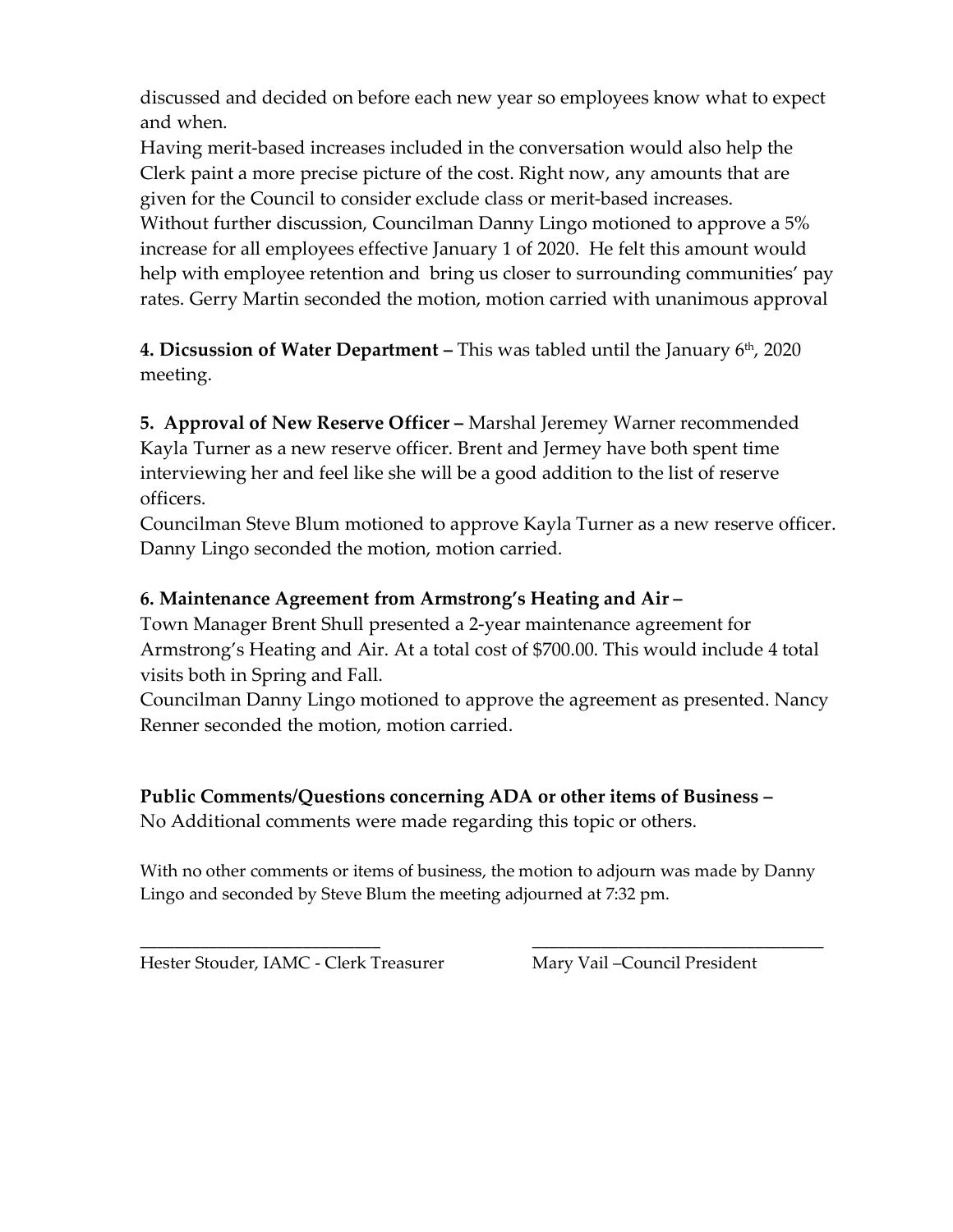discussed and decided on before each new year so employees know what to expect and when.

Having merit-based increases included in the conversation would also help the Clerk paint a more precise picture of the cost. Right now, any amounts that are given for the Council to consider exclude class or merit-based increases.

Without further discussion, Councilman Danny Lingo motioned to approve a 5% increase for all employees effective January 1 of 2020. He felt this amount would help with employee retention and bring us closer to surrounding communities' pay rates. Gerry Martin seconded the motion, motion carried with unanimous approval

**4. Dicsussion of Water Department –** This was tabled until the January 6th, 2020 meeting.

**5. Approval of New Reserve Officer –** Marshal Jeremey Warner recommended Kayla Turner as a new reserve officer. Brent and Jermey have both spent time interviewing her and feel like she will be a good addition to the list of reserve officers.

Councilman Steve Blum motioned to approve Kayla Turner as a new reserve officer. Danny Lingo seconded the motion, motion carried.

**6. Maintenance Agreement from Armstrong's Heating and Air –**

Town Manager Brent Shull presented a 2-year maintenance agreement for Armstrong's Heating and Air. At a total cost of $700.00. This would include 4 total visits both in Spring and Fall.

Councilman Danny Lingo motioned to approve the agreement as presented. Nancy Renner seconded the motion, motion carried.

**Public Comments/Questions concerning ADA or other items of Business –**

No Additional comments were made regarding this topic or others.

With no other comments or items of business, the motion to adjourn was made by Danny Lingo and seconded by Steve Blum the meeting adjourned at 7:32 pm.

\_\_\_\_\_\_\_\_\_\_\_\_\_\_\_\_\_\_\_\_\_\_\_\_\_\_\_\_ \_\_\_\_\_\_\_\_\_\_\_\_\_\_\_\_\_\_\_\_\_\_\_\_\_\_\_\_\_\_\_\_\_\_

Hester Stouder, IAMC - Clerk Treasurer Mary Vail –Council President